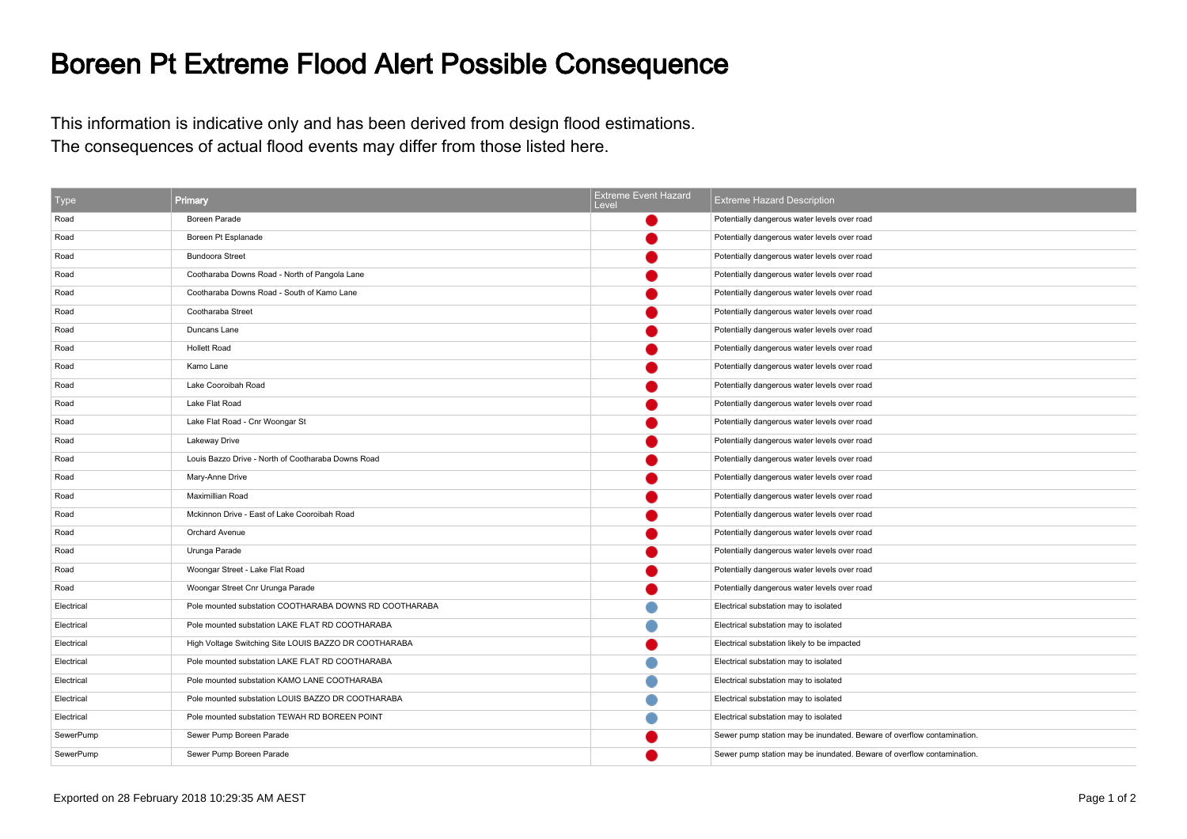# Boreen Pt Extreme Flood Alert Possible Consequence

This information is indicative only and has been derived from design flood estimations.
The consequences of actual flood events may differ from those listed here.

| Type | Primary | Extreme Event Hazard Level | Extreme Hazard Description |
|---|---|---|---|
| Road | Boreen Parade | 🔴 | Potentially dangerous water levels over road |
| Road | Boreen Pt Esplanade | 🔴 | Potentially dangerous water levels over road |
| Road | Bundoora Street | 🔴 | Potentially dangerous water levels over road |
| Road | Cootharaba Downs Road - North of Pangola Lane | 🔴 | Potentially dangerous water levels over road |
| Road | Cootharaba Downs Road - South of Kamo Lane | 🔴 | Potentially dangerous water levels over road |
| Road | Cootharaba Street | 🔴 | Potentially dangerous water levels over road |
| Road | Duncans Lane | 🔴 | Potentially dangerous water levels over road |
| Road | Hollett Road | 🔴 | Potentially dangerous water levels over road |
| Road | Kamo Lane | 🔴 | Potentially dangerous water levels over road |
| Road | Lake Cooroibah Road | 🔴 | Potentially dangerous water levels over road |
| Road | Lake Flat Road | 🔴 | Potentially dangerous water levels over road |
| Road | Lake Flat Road - Cnr Woongar St | 🔴 | Potentially dangerous water levels over road |
| Road | Lakeway Drive | 🔴 | Potentially dangerous water levels over road |
| Road | Louis Bazzo Drive - North of Cootharaba Downs Road | 🔴 | Potentially dangerous water levels over road |
| Road | Mary-Anne Drive | 🔴 | Potentially dangerous water levels over road |
| Road | Maximillian Road | 🔴 | Potentially dangerous water levels over road |
| Road | Mckinnon Drive - East of Lake Cooroibah Road | 🔴 | Potentially dangerous water levels over road |
| Road | Orchard Avenue | 🔴 | Potentially dangerous water levels over road |
| Road | Urunga Parade | 🔴 | Potentially dangerous water levels over road |
| Road | Woongar Street - Lake Flat Road | 🔴 | Potentially dangerous water levels over road |
| Road | Woongar Street Cnr Urunga Parade | 🔴 | Potentially dangerous water levels over road |
| Electrical | Pole mounted substation COOTHARABA DOWNS RD COOTHARABA | 🔵 | Electrical substation may to isolated |
| Electrical | Pole mounted substation LAKE FLAT RD COOTHARABA | 🔵 | Electrical substation may to isolated |
| Electrical | High Voltage Switching Site LOUIS BAZZO DR COOTHARABA | 🔴 | Electrical substation likely to be impacted |
| Electrical | Pole mounted substation LAKE FLAT RD COOTHARABA | 🔵 | Electrical substation may to isolated |
| Electrical | Pole mounted substation KAMO LANE COOTHARABA | 🔵 | Electrical substation may to isolated |
| Electrical | Pole mounted substation LOUIS BAZZO DR COOTHARABA | 🔵 | Electrical substation may to isolated |
| Electrical | Pole mounted substation TEWAH RD BOREEN POINT | 🔵 | Electrical substation may to isolated |
| SewerPump | Sewer Pump Boreen Parade | 🔴 | Sewer pump station may be inundated. Beware of overflow contamination. |
| SewerPump | Sewer Pump Boreen Parade | 🔴 | Sewer pump station may be inundated. Beware of overflow contamination. |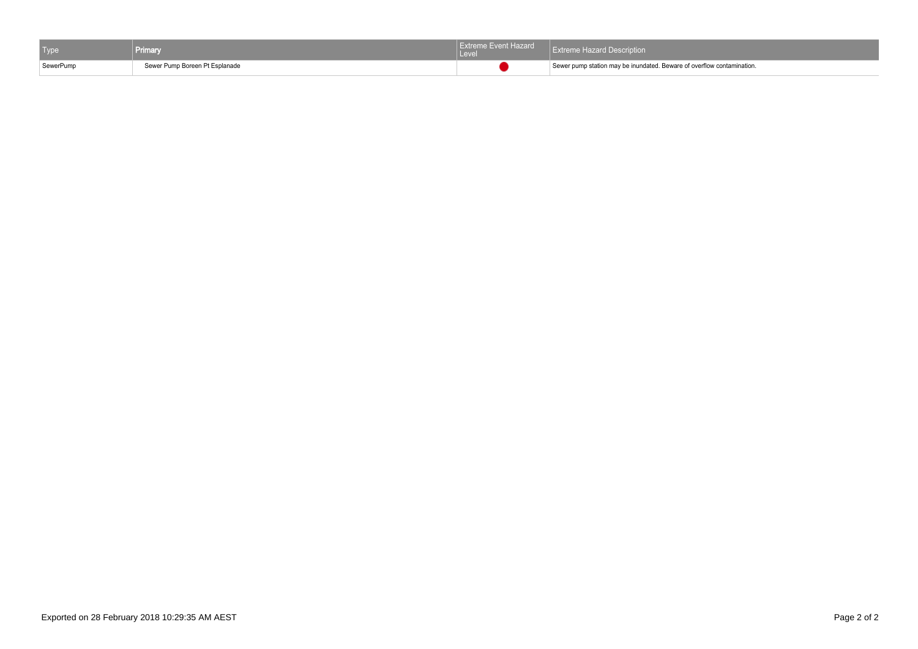| Type | Primary | Extreme Event Hazard Level | Extreme Hazard Description |
|---|---|---|---|
| SewerPump | Sewer Pump Boreen Pt Esplanade | | Sewer pump station may be inundated. Beware of overflow contamination. |